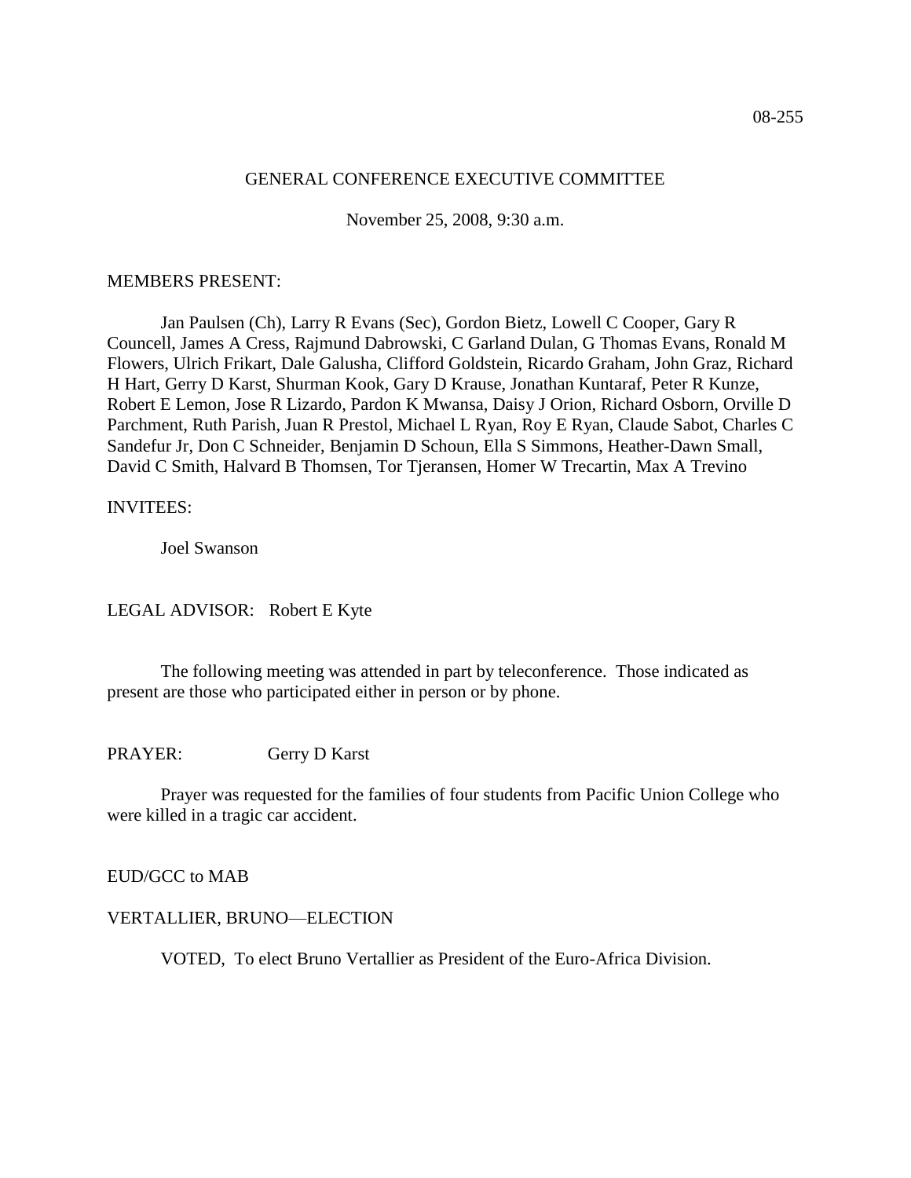08-255

GENERAL CONFERENCE EXECUTIVE COMMITTEE

November 25, 2008, 9:30 a.m.

MEMBERS PRESENT:

Jan Paulsen (Ch), Larry R Evans (Sec), Gordon Bietz, Lowell C Cooper, Gary R Councell, James A Cress, Rajmund Dabrowski, C Garland Dulan, G Thomas Evans, Ronald M Flowers, Ulrich Frikart, Dale Galusha, Clifford Goldstein, Ricardo Graham, John Graz, Richard H Hart, Gerry D Karst, Shurman Kook, Gary D Krause, Jonathan Kuntaraf, Peter R Kunze, Robert E Lemon, Jose R Lizardo, Pardon K Mwansa, Daisy J Orion, Richard Osborn, Orville D Parchment, Ruth Parish, Juan R Prestol, Michael L Ryan, Roy E Ryan, Claude Sabot, Charles C Sandefur Jr, Don C Schneider, Benjamin D Schoun, Ella S Simmons, Heather-Dawn Small, David C Smith, Halvard B Thomsen, Tor Tjeransen, Homer W Trecartin, Max A Trevino

INVITEES:

Joel Swanson

LEGAL ADVISOR: Robert E Kyte

The following meeting was attended in part by teleconference. Those indicated as present are those who participated either in person or by phone.

PRAYER: Gerry D Karst

Prayer was requested for the families of four students from Pacific Union College who were killed in a tragic car accident.

EUD/GCC to MAB

VERTALLIER, BRUNO—ELECTION

VOTED, To elect Bruno Vertallier as President of the Euro-Africa Division.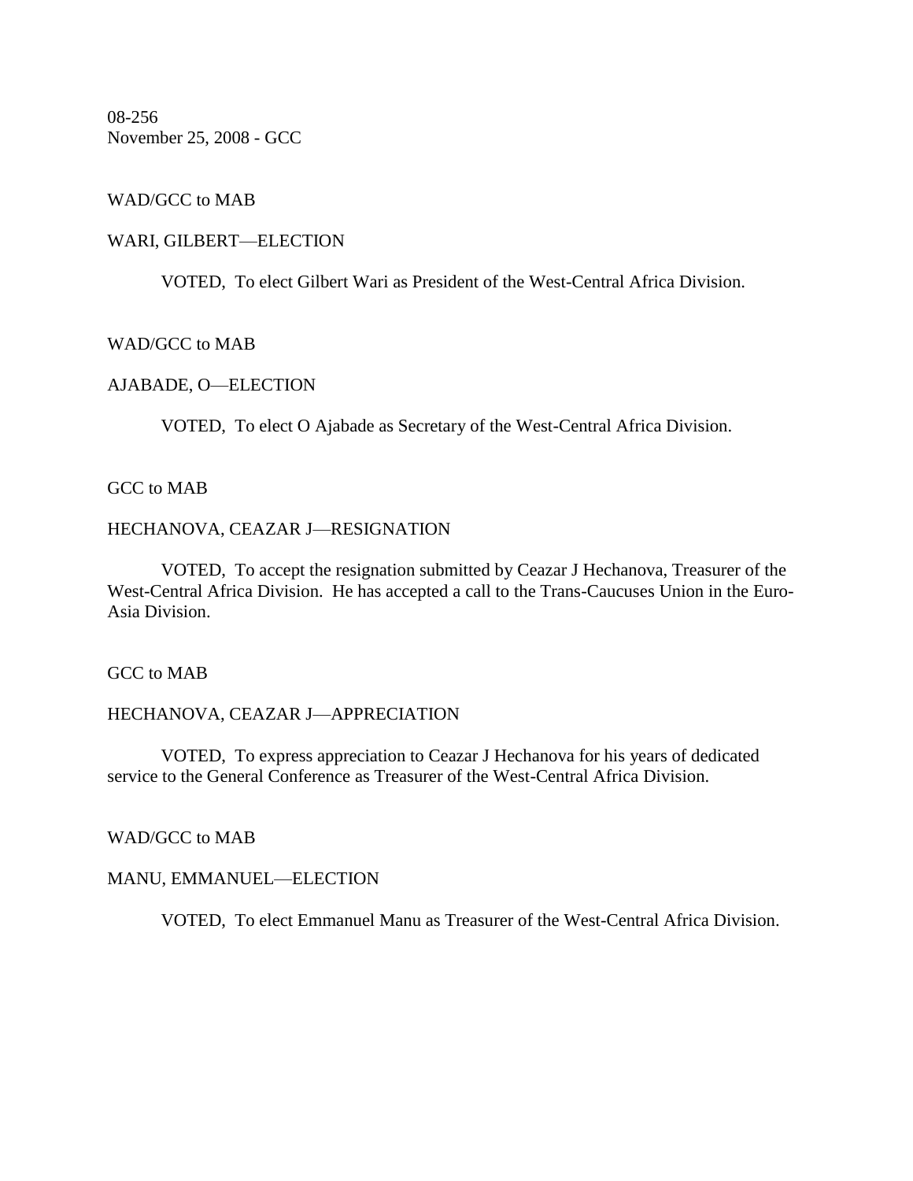08-256
November 25, 2008 - GCC

WAD/GCC to MAB

WARI, GILBERT—ELECTION

VOTED, To elect Gilbert Wari as President of the West-Central Africa Division.

WAD/GCC to MAB

AJABADE, O—ELECTION

VOTED, To elect O Ajabade as Secretary of the West-Central Africa Division.

GCC to MAB

HECHANOVA, CEAZAR J—RESIGNATION

VOTED, To accept the resignation submitted by Ceazar J Hechanova, Treasurer of the West-Central Africa Division. He has accepted a call to the Trans-Caucuses Union in the Euro-Asia Division.

GCC to MAB

HECHANOVA, CEAZAR J—APPRECIATION

VOTED, To express appreciation to Ceazar J Hechanova for his years of dedicated service to the General Conference as Treasurer of the West-Central Africa Division.

WAD/GCC to MAB

MANU, EMMANUEL—ELECTION

VOTED, To elect Emmanuel Manu as Treasurer of the West-Central Africa Division.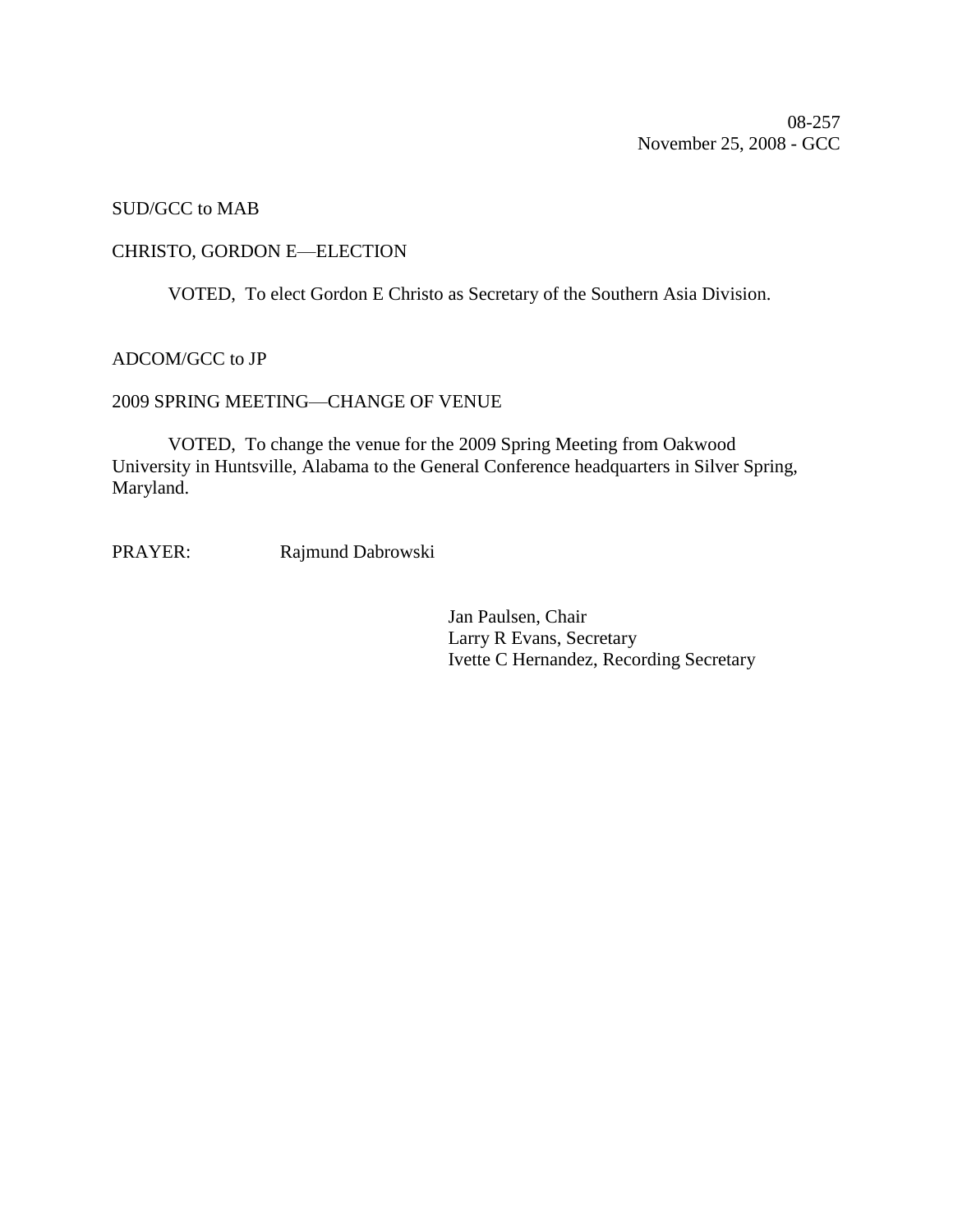08-257
November 25, 2008 - GCC

SUD/GCC to MAB

CHRISTO, GORDON E—ELECTION

VOTED, To elect Gordon E Christo as Secretary of the Southern Asia Division.

ADCOM/GCC to JP

2009 SPRING MEETING—CHANGE OF VENUE

VOTED, To change the venue for the 2009 Spring Meeting from Oakwood University in Huntsville, Alabama to the General Conference headquarters in Silver Spring, Maryland.

PRAYER: Rajmund Dabrowski

Jan Paulsen, Chair
Larry R Evans, Secretary
Ivette C Hernandez, Recording Secretary